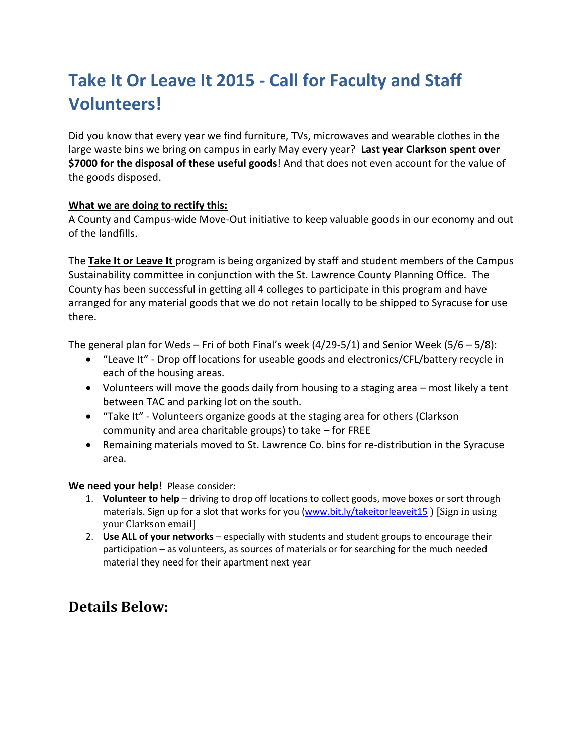# Take It Or Leave It 2015 - Call for Faculty and Staff Volunteers!

Did you know that every year we find furniture, TVs, microwaves and wearable clothes in the large waste bins we bring on campus in early May every year? **Last year Clarkson spent over $7000 for the disposal of these useful goods**! And that does not even account for the value of the goods disposed.

**What we are doing to rectify this:**
A County and Campus-wide Move-Out initiative to keep valuable goods in our economy and out of the landfills.

The **Take It or Leave It** program is being organized by staff and student members of the Campus Sustainability committee in conjunction with the St. Lawrence County Planning Office. The County has been successful in getting all 4 colleges to participate in this program and have arranged for any material goods that we do not retain locally to be shipped to Syracuse for use there.

The general plan for Weds – Fri of both Final's week (4/29-5/1) and Senior Week (5/6 – 5/8):

- "Leave It" - Drop off locations for useable goods and electronics/CFL/battery recycle in each of the housing areas.
- Volunteers will move the goods daily from housing to a staging area – most likely a tent between TAC and parking lot on the south.
- "Take It" - Volunteers organize goods at the staging area for others (Clarkson community and area charitable groups) to take – for FREE
- Remaining materials moved to St. Lawrence Co. bins for re-distribution in the Syracuse area.

**We need your help!** Please consider:

1. **Volunteer to help** – driving to drop off locations to collect goods, move boxes or sort through materials. Sign up for a slot that works for you (www.bit.ly/takeitorleaveit15 ) [Sign in using your Clarkson email]
2. **Use ALL of your networks** – especially with students and student groups to encourage their participation – as volunteers, as sources of materials or for searching for the much needed material they need for their apartment next year

## Details Below: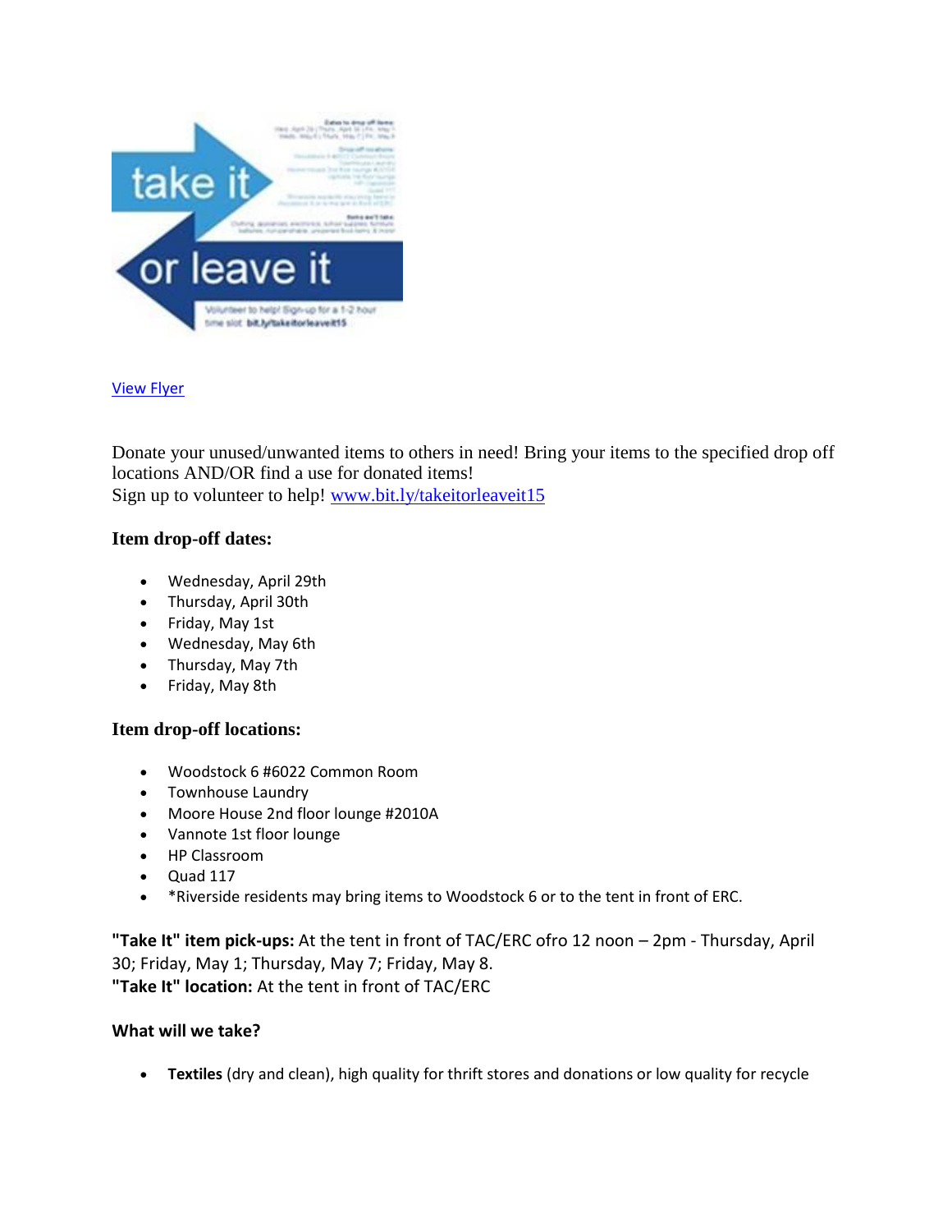[View Flyer](#)

Donate your unused/unwanted items to others in need! Bring your items to the specified drop off locations AND/OR find a use for donated items!
Sign up to volunteer to help! [www.bit.ly/takeitorleaveit15](http://www.bit.ly/takeitorleaveit15)

### Item drop-off dates:

- Wednesday, April 29th
- Thursday, April 30th
- Friday, May 1st
- Wednesday, May 6th
- Thursday, May 7th
- Friday, May 8th

### Item drop-off locations:

- Woodstock 6 #6022 Common Room
- Townhouse Laundry
- Moore House 2nd floor lounge #2010A
- Vannote 1st floor lounge
- HP Classroom
- Quad 117
- *Riverside residents may bring items to Woodstock 6 or to the tent in front of ERC.

**"Take It" item pick-ups:** At the tent in front of TAC/ERC ofro 12 noon – 2pm - Thursday, April 30; Friday, May 1; Thursday, May 7; Friday, May 8.
**"Take It" location:** At the tent in front of TAC/ERC

**What will we take?**

- **Textiles** (dry and clean), high quality for thrift stores and donations or low quality for recycle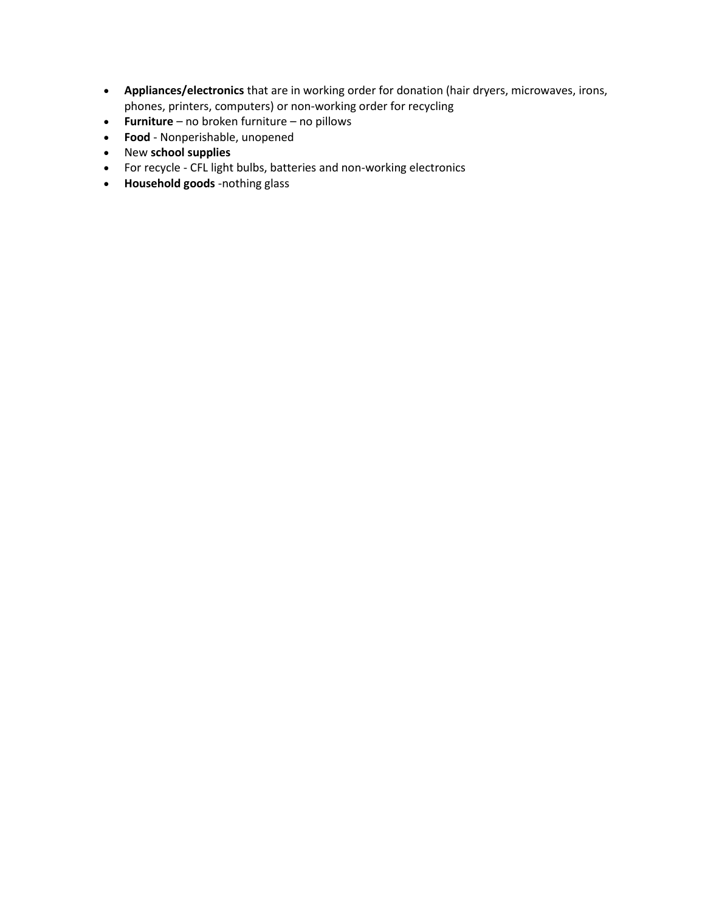- **Appliances/electronics** that are in working order for donation (hair dryers, microwaves, irons, phones, printers, computers) or non-working order for recycling
- **Furniture** – no broken furniture – no pillows
- **Food** - Nonperishable, unopened
- New **school supplies**
- For recycle - CFL light bulbs, batteries and non-working electronics
- **Household goods** -nothing glass